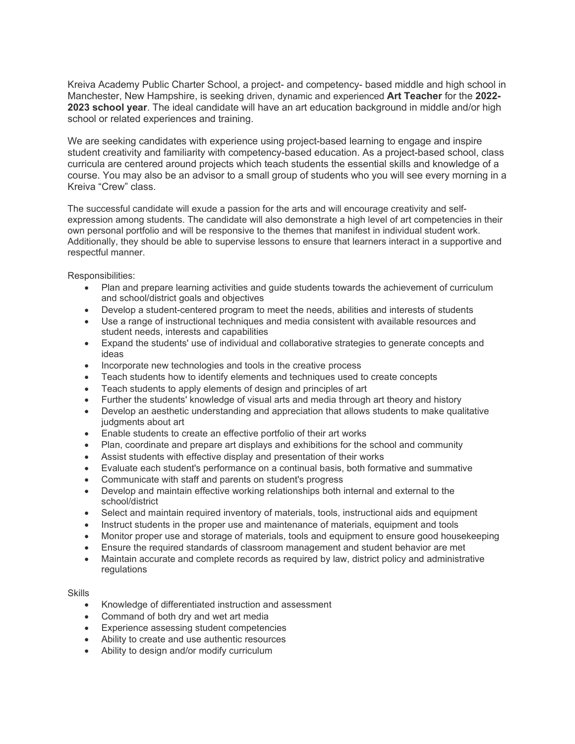Kreiva Academy Public Charter School, a project- and competency- based middle and high school in Manchester, New Hampshire, is seeking driven, dynamic and experienced **Art Teacher** for the **2022-2023 school year**. The ideal candidate will have an art education background in middle and/or high school or related experiences and training.

We are seeking candidates with experience using project-based learning to engage and inspire student creativity and familiarity with competency-based education. As a project-based school, class curricula are centered around projects which teach students the essential skills and knowledge of a course. You may also be an advisor to a small group of students who you will see every morning in a Kreiva "Crew" class.

The successful candidate will exude a passion for the arts and will encourage creativity and self-expression among students. The candidate will also demonstrate a high level of art competencies in their own personal portfolio and will be responsive to the themes that manifest in individual student work. Additionally, they should be able to supervise lessons to ensure that learners interact in a supportive and respectful manner.

Responsibilities:

- Plan and prepare learning activities and guide students towards the achievement of curriculum and school/district goals and objectives
- Develop a student-centered program to meet the needs, abilities and interests of students
- Use a range of instructional techniques and media consistent with available resources and student needs, interests and capabilities
- Expand the students' use of individual and collaborative strategies to generate concepts and ideas
- Incorporate new technologies and tools in the creative process
- Teach students how to identify elements and techniques used to create concepts
- Teach students to apply elements of design and principles of art
- Further the students' knowledge of visual arts and media through art theory and history
- Develop an aesthetic understanding and appreciation that allows students to make qualitative judgments about art
- Enable students to create an effective portfolio of their art works
- Plan, coordinate and prepare art displays and exhibitions for the school and community
- Assist students with effective display and presentation of their works
- Evaluate each student's performance on a continual basis, both formative and summative
- Communicate with staff and parents on student's progress
- Develop and maintain effective working relationships both internal and external to the school/district
- Select and maintain required inventory of materials, tools, instructional aids and equipment
- Instruct students in the proper use and maintenance of materials, equipment and tools
- Monitor proper use and storage of materials, tools and equipment to ensure good housekeeping
- Ensure the required standards of classroom management and student behavior are met
- Maintain accurate and complete records as required by law, district policy and administrative regulations

Skills

- Knowledge of differentiated instruction and assessment
- Command of both dry and wet art media
- Experience assessing student competencies
- Ability to create and use authentic resources
- Ability to design and/or modify curriculum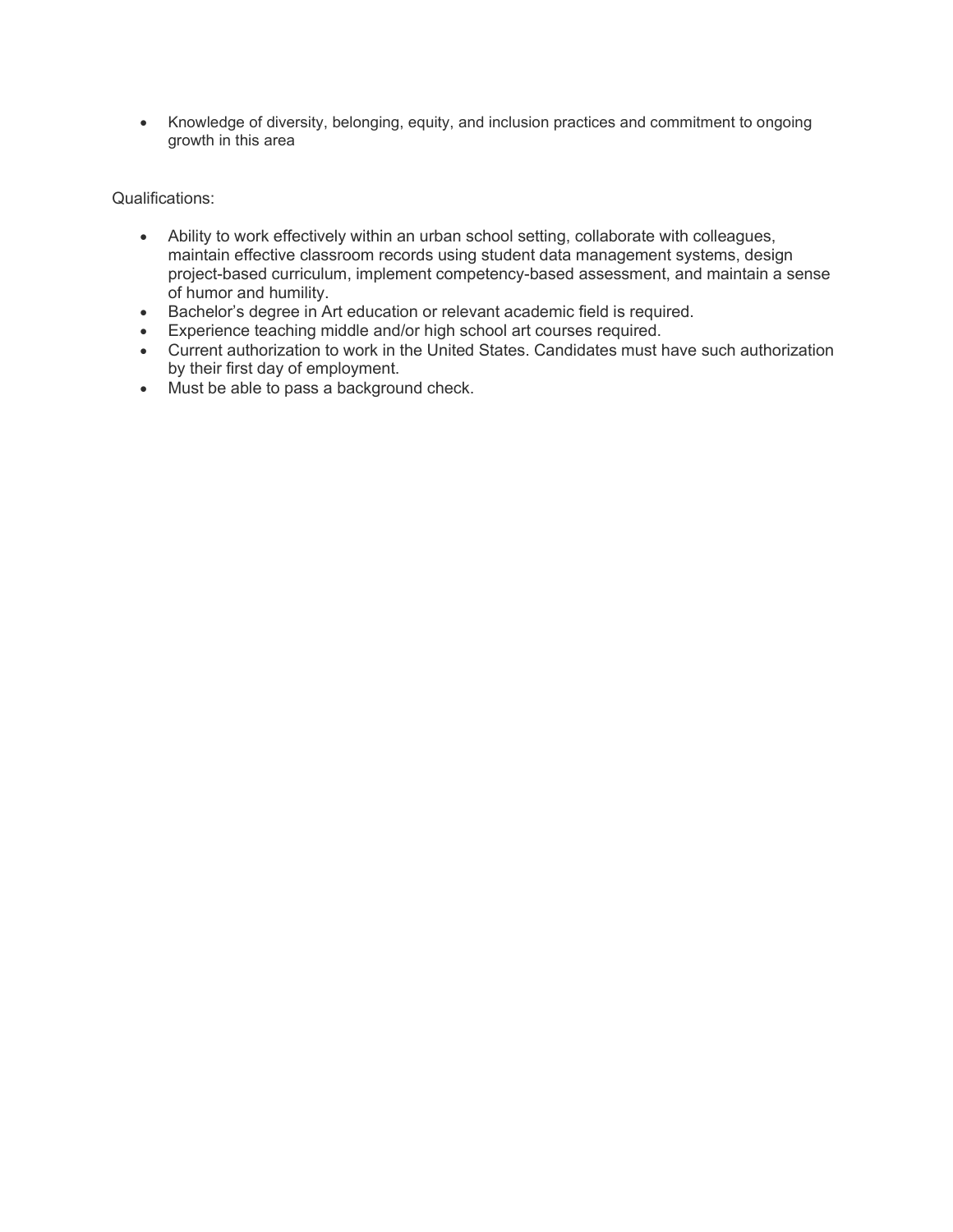- Knowledge of diversity, belonging, equity, and inclusion practices and commitment to ongoing growth in this area

Qualifications:

- Ability to work effectively within an urban school setting, collaborate with colleagues, maintain effective classroom records using student data management systems, design project-based curriculum, implement competency-based assessment, and maintain a sense of humor and humility.
- Bachelor's degree in Art education or relevant academic field is required.
- Experience teaching middle and/or high school art courses required.
- Current authorization to work in the United States. Candidates must have such authorization by their first day of employment.
- Must be able to pass a background check.